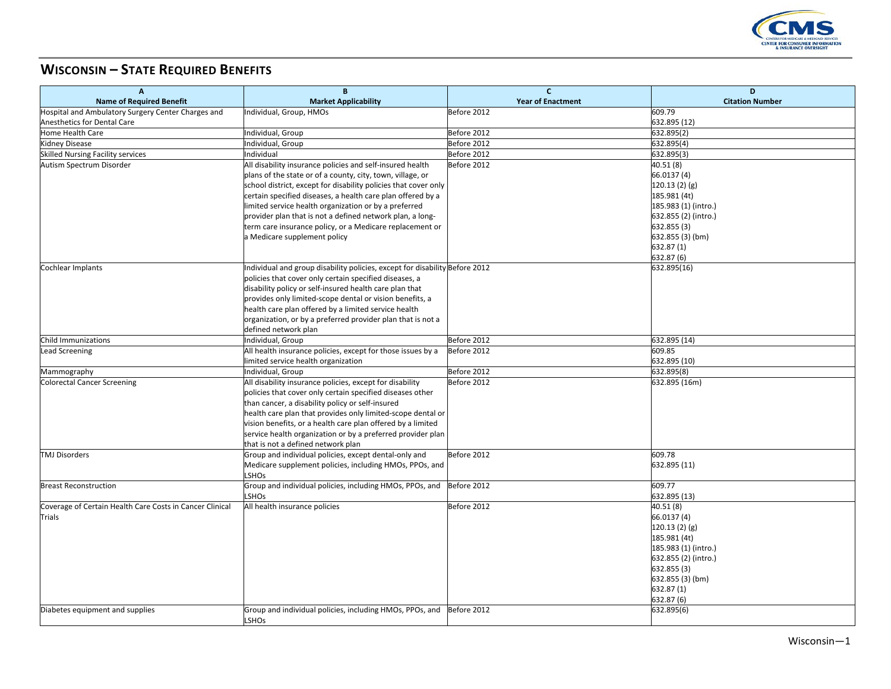# WISCONSIN – STATE REQUIRED BENEFITS

| A<br>Name of Required Benefit | B<br>Market Applicability | C<br>Year of Enactment | D<br>Citation Number |
|---|---|---|---|
| Hospital and Ambulatory Surgery Center Charges and Anesthetics for Dental Care | Individual, Group, HMOs | Before 2012 | 609.79<br>632.895 (12) |
| Home Health Care | Individual, Group | Before 2012 | 632.895(2) |
| Kidney Disease | Individual, Group | Before 2012 | 632.895(4) |
| Skilled Nursing Facility services | Individual | Before 2012 | 632.895(3) |
| Autism Spectrum Disorder | All disability insurance policies and self-insured health plans of the state or of a county, city, town, village, or school district, except for disability policies that cover only certain specified diseases, a health care plan offered by a limited service health organization or by a preferred provider plan that is not a defined network plan, a long-term care insurance policy, or a Medicare replacement or a Medicare supplement policy | Before 2012 | 40.51 (8)<br>66.0137 (4)<br>120.13 (2) (g)<br>185.981 (4t)<br>185.983 (1) (intro.)<br>632.855 (2) (intro.)<br>632.855 (3)<br>632.855 (3) (bm)<br>632.87 (1)<br>632.87 (6) |
| Cochlear Implants | Individual and group disability policies, except for disability policies that cover only certain specified diseases, a disability policy or self-insured health care plan that provides only limited-scope dental or vision benefits, a health care plan offered by a limited service health organization, or by a preferred provider plan that is not a defined network plan | Before 2012 | 632.895(16) |
| Child Immunizations | Individual, Group | Before 2012 | 632.895 (14) |
| Lead Screening | All health insurance policies, except for those issues by a limited service health organization | Before 2012 | 609.85<br>632.895 (10) |
| Mammography | Individual, Group | Before 2012 | 632.895(8) |
| Colorectal Cancer Screening | All disability insurance policies, except for disability policies that cover only certain specified diseases other than cancer, a disability policy or self-insured health care plan that provides only limited-scope dental or vision benefits, or a health care plan offered by a limited service health organization or by a preferred provider plan that is not a defined network plan | Before 2012 | 632.895 (16m) |
| TMJ Disorders | Group and individual policies, except dental-only and Medicare supplement policies, including HMOs, PPOs, and LSHOs | Before 2012 | 609.78<br>632.895 (11) |
| Breast Reconstruction | Group and individual policies, including HMOs, PPOs, and LSHOs | Before 2012 | 609.77<br>632.895 (13) |
| Coverage of Certain Health Care Costs in Cancer Clinical Trials | All health insurance policies | Before 2012 | 40.51 (8)<br>66.0137 (4)<br>120.13 (2) (g)<br>185.981 (4t)<br>185.983 (1) (intro.)<br>632.855 (2) (intro.)<br>632.855 (3)<br>632.855 (3) (bm)<br>632.87 (1)<br>632.87 (6) |
| Diabetes equipment and supplies | Group and individual policies, including HMOs, PPOs, and LSHOs | Before 2012 | 632.895(6) |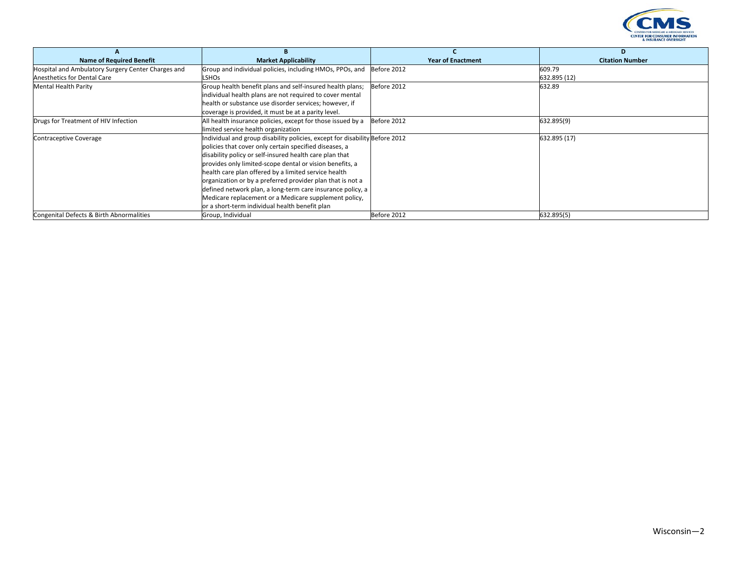| A<br>Name of Required Benefit | B<br>Market Applicability | C<br>Year of Enactment | D<br>Citation Number |
|---|---|---|---|
| Hospital and Ambulatory Surgery Center Charges and Anesthetics for Dental Care | Group and individual policies, including HMOs, PPOs, and LSHOs | Before 2012 | 609.79<br>632.895 (12) |
| Mental Health Parity | Group health benefit plans and self-insured health plans; individual health plans are not required to cover mental health or substance use disorder services; however, if coverage is provided, it must be at a parity level. | Before 2012 | 632.89 |
| Drugs for Treatment of HIV Infection | All health insurance policies, except for those issued by a limited service health organization | Before 2012 | 632.895(9) |
| Contraceptive Coverage | Individual and group disability policies, except for disability policies that cover only certain specified diseases, a disability policy or self-insured health care plan that provides only limited-scope dental or vision benefits, a health care plan offered by a limited service health organization or by a preferred provider plan that is not a defined network plan, a long-term care insurance policy, a Medicare replacement or a Medicare supplement policy, or a short-term individual health benefit plan | Before 2012 | 632.895 (17) |
| Congenital Defects & Birth Abnormalities | Group, Individual | Before 2012 | 632.895(5) |